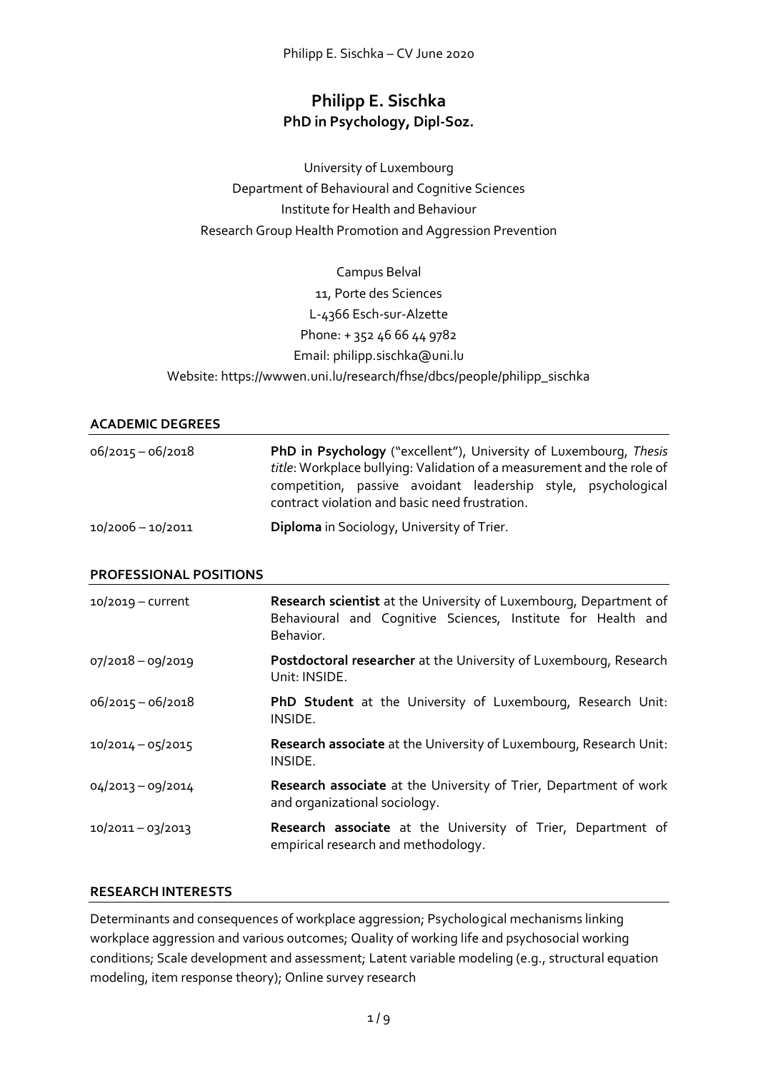# Philipp E. Sischka
**PhD in Psychology, Dipl-Soz.**

University of Luxembourg
Department of Behavioural and Cognitive Sciences
Institute for Health and Behaviour
Research Group Health Promotion and Aggression Prevention

Campus Belval
11, Porte des Sciences
L-4366 Esch-sur-Alzette
Phone: + 352 46 66 44 9782
Email: philipp.sischka@uni.lu
Website: https://wwwen.uni.lu/research/fhse/dbcs/people/philipp_sischka

## ACADEMIC DEGREES

| | |
|---|---|
| 06/2015 – 06/2018 | **PhD in Psychology** ("excellent"), University of Luxembourg, *Thesis title*: Workplace bullying: Validation of a measurement and the role of competition, passive avoidant leadership style, psychological contract violation and basic need frustration. |
| 10/2006 – 10/2011 | **Diploma** in Sociology, University of Trier. |

## PROFESSIONAL POSITIONS

| | |
|---|---|
| 10/2019 – current | **Research scientist** at the University of Luxembourg, Department of Behavioural and Cognitive Sciences, Institute for Health and Behavior. |
| 07/2018 – 09/2019 | **Postdoctoral researcher** at the University of Luxembourg, Research Unit: INSIDE. |
| 06/2015 – 06/2018 | **PhD Student** at the University of Luxembourg, Research Unit: INSIDE. |
| 10/2014 – 05/2015 | **Research associate** at the University of Luxembourg, Research Unit: INSIDE. |
| 04/2013 – 09/2014 | **Research associate** at the University of Trier, Department of work and organizational sociology. |
| 10/2011 – 03/2013 | **Research associate** at the University of Trier, Department of empirical research and methodology. |

## RESEARCH INTERESTS

Determinants and consequences of workplace aggression; Psychological mechanisms linking workplace aggression and various outcomes; Quality of working life and psychosocial working conditions; Scale development and assessment; Latent variable modeling (e.g., structural equation modeling, item response theory); Online survey research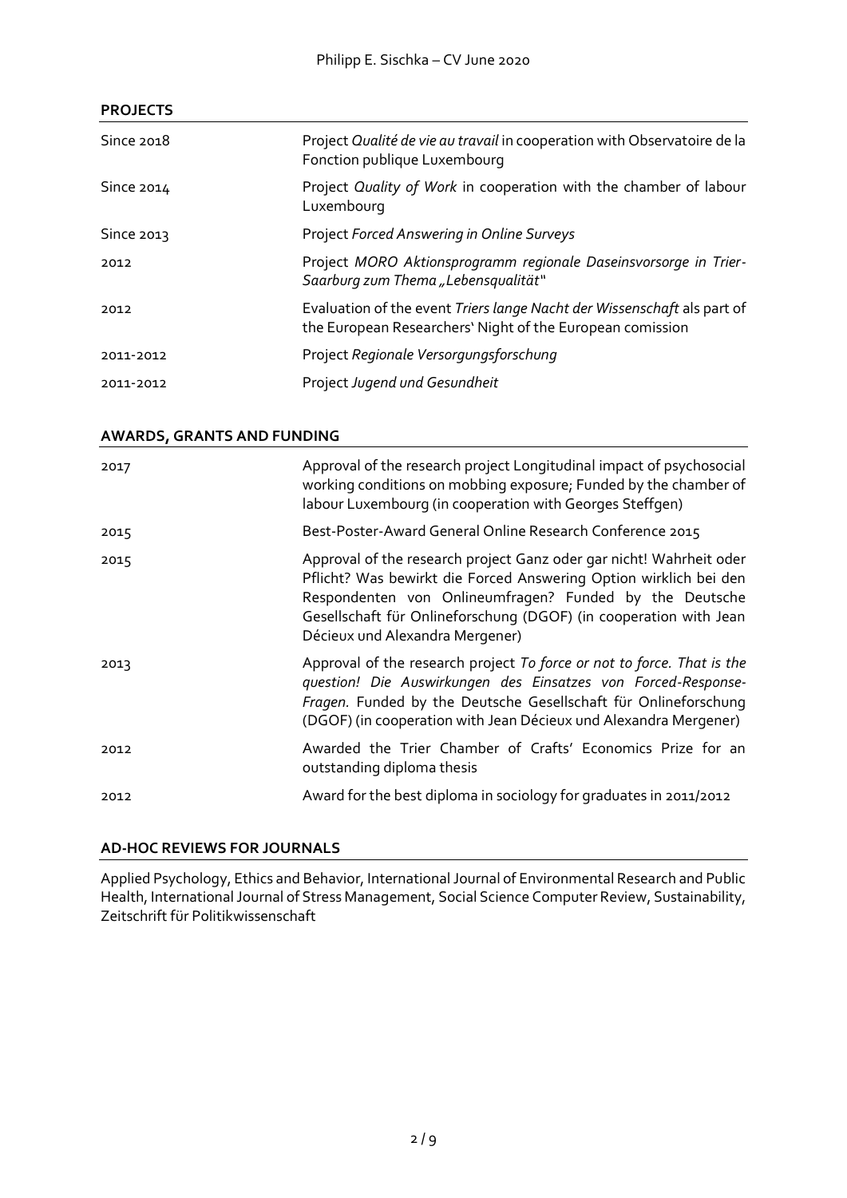## PROJECTS

| | |
|---|---|
| Since 2018 | Project *Qualité de vie au travail* in cooperation with Observatoire de la Fonction publique Luxembourg |
| Since 2014 | Project *Quality of Work* in cooperation with the chamber of labour Luxembourg |
| Since 2013 | Project *Forced Answering in Online Surveys* |
| 2012 | Project *MORO Aktionsprogramm regionale Daseinsvorsorge in Trier-Saarburg zum Thema „Lebensqualität"* |
| 2012 | Evaluation of the event *Triers lange Nacht der Wissenschaft* als part of the European Researchers' Night of the European comission |
| 2011-2012 | Project *Regionale Versorgungsforschung* |
| 2011-2012 | Project *Jugend und Gesundheit* |

## AWARDS, GRANTS AND FUNDING

| | |
|---|---|
| 2017 | Approval of the research project Longitudinal impact of psychosocial working conditions on mobbing exposure; Funded by the chamber of labour Luxembourg (in cooperation with Georges Steffgen) |
| 2015 | Best-Poster-Award General Online Research Conference 2015 |
| 2015 | Approval of the research project Ganz oder gar nicht! Wahrheit oder Pflicht? Was bewirkt die Forced Answering Option wirklich bei den Respondenten von Onlineumfragen? Funded by the Deutsche Gesellschaft für Onlineforschung (DGOF) (in cooperation with Jean Décieux und Alexandra Mergener) |
| 2013 | Approval of the research project *To force or not to force. That is the question! Die Auswirkungen des Einsatzes von Forced-Response-Fragen.* Funded by the Deutsche Gesellschaft für Onlineforschung (DGOF) (in cooperation with Jean Décieux und Alexandra Mergener) |
| 2012 | Awarded the Trier Chamber of Crafts' Economics Prize for an outstanding diploma thesis |
| 2012 | Award for the best diploma in sociology for graduates in 2011/2012 |

## AD-HOC REVIEWS FOR JOURNALS

Applied Psychology, Ethics and Behavior, International Journal of Environmental Research and Public Health, International Journal of Stress Management, Social Science Computer Review, Sustainability, Zeitschrift für Politikwissenschaft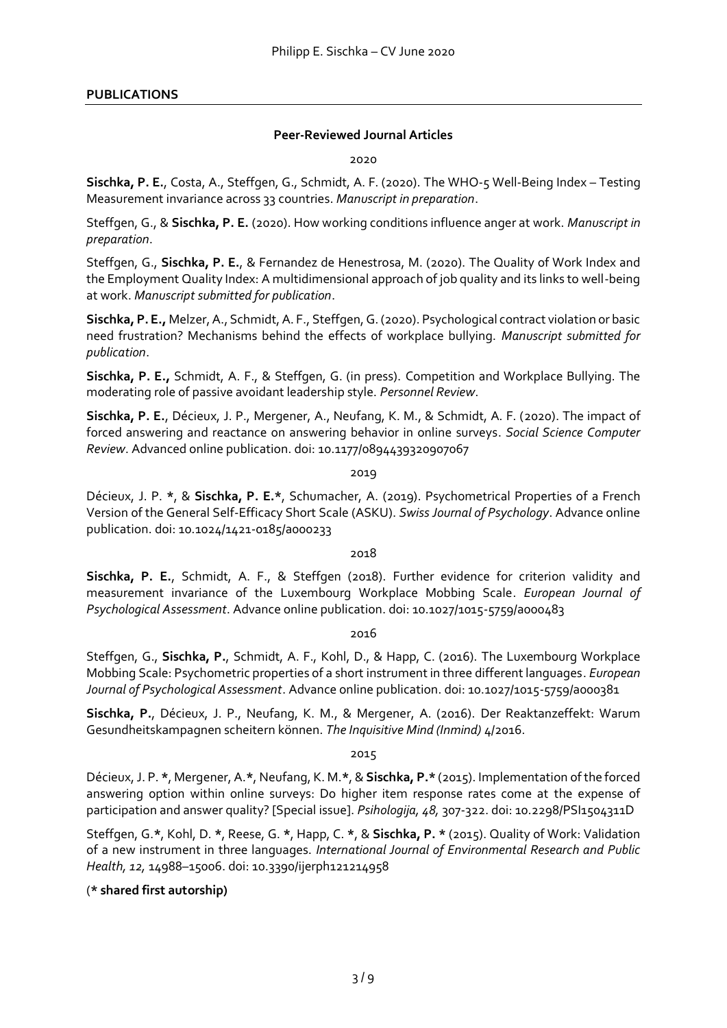## PUBLICATIONS

### Peer-Reviewed Journal Articles

2020

**Sischka, P. E.**, Costa, A., Steffgen, G., Schmidt, A. F. (2020). The WHO-5 Well-Being Index – Testing Measurement invariance across 33 countries. *Manuscript in preparation*.

Steffgen, G., & **Sischka, P. E.** (2020). How working conditions influence anger at work. *Manuscript in preparation*.

Steffgen, G., **Sischka, P. E.**, & Fernandez de Henestrosa, M. (2020). The Quality of Work Index and the Employment Quality Index: A multidimensional approach of job quality and its links to well-being at work. *Manuscript submitted for publication*.

**Sischka, P. E.,** Melzer, A., Schmidt, A. F., Steffgen, G. (2020). Psychological contract violation or basic need frustration? Mechanisms behind the effects of workplace bullying. *Manuscript submitted for publication*.

**Sischka, P. E.,** Schmidt, A. F., & Steffgen, G. (in press). Competition and Workplace Bullying. The moderating role of passive avoidant leadership style. *Personnel Review*.

**Sischka, P. E.**, Décieux, J. P., Mergener, A., Neufang, K. M., & Schmidt, A. F. (2020). The impact of forced answering and reactance on answering behavior in online surveys. *Social Science Computer Review*. Advanced online publication. doi: 10.1177/0894439320907067

2019

Décieux, J. P. *, & **Sischka, P. E.***, Schumacher, A. (2019). Psychometrical Properties of a French Version of the General Self-Efficacy Short Scale (ASKU). *Swiss Journal of Psychology*. Advance online publication. doi: 10.1024/1421-0185/a000233

2018

**Sischka, P. E.**, Schmidt, A. F., & Steffgen (2018). Further evidence for criterion validity and measurement invariance of the Luxembourg Workplace Mobbing Scale. *European Journal of Psychological Assessment*. Advance online publication. doi: 10.1027/1015-5759/a000483

2016

Steffgen, G., **Sischka, P.**, Schmidt, A. F., Kohl, D., & Happ, C. (2016). The Luxembourg Workplace Mobbing Scale: Psychometric properties of a short instrument in three different languages. *European Journal of Psychological Assessment*. Advance online publication. doi: 10.1027/1015-5759/a000381

**Sischka, P.**, Décieux, J. P., Neufang, K. M., & Mergener, A. (2016). Der Reaktanzeffekt: Warum Gesundheitskampagnen scheitern können. *The Inquisitive Mind (Inmind)* 4/2016.

2015

Décieux, J. P. *, Mergener, A.*, Neufang, K. M.*, & **Sischka, P.*** (2015). Implementation of the forced answering option within online surveys: Do higher item response rates come at the expense of participation and answer quality? [Special issue]. *Psihologija, 48,* 307-322. doi: 10.2298/PSI1504311D

Steffgen, G.*, Kohl, D. *, Reese, G. *, Happ, C. *, & **Sischka, P. *** (2015). Quality of Work: Validation of a new instrument in three languages. *International Journal of Environmental Research and Public Health, 12,* 14988–15006. doi: 10.3390/ijerph121214958

(**\* shared first autorship)**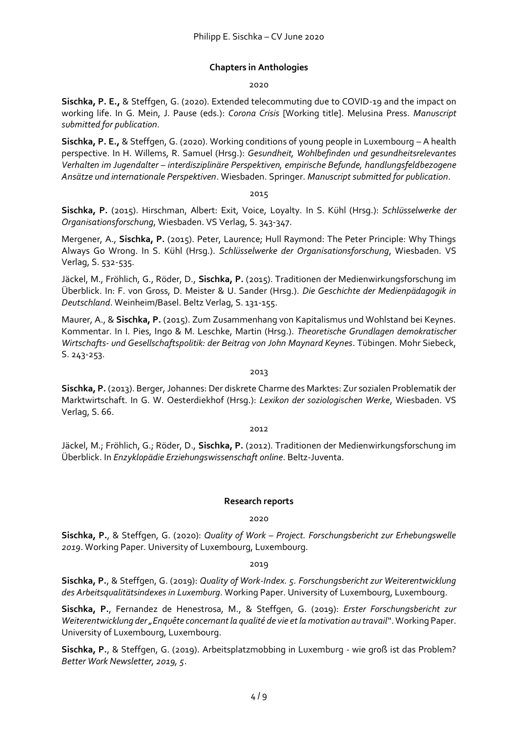### Chapters in Anthologies

2020

**Sischka, P. E.,** & Steffgen, G. (2020). Extended telecommuting due to COVID-19 and the impact on working life. In G. Mein, J. Pause (eds.): *Corona Crisis* [Working title]. Melusina Press. *Manuscript submitted for publication*.

**Sischka, P. E.,** & Steffgen, G. (2020). Working conditions of young people in Luxembourg – A health perspective. In H. Willems, R. Samuel (Hrsg.): *Gesundheit, Wohlbefinden und gesundheitsrelevantes Verhalten im Jugendalter – interdisziplinäre Perspektiven, empirische Befunde, handlungsfeldbezogene Ansätze und internationale Perspektiven*. Wiesbaden. Springer. *Manuscript submitted for publication*.

2015

**Sischka, P.** (2015). Hirschman, Albert: Exit, Voice, Loyalty. In S. Kühl (Hrsg.): *Schlüsselwerke der Organisationsforschung*, Wiesbaden. VS Verlag, S. 343-347.

Mergener, A., **Sischka, P.** (2015). Peter, Laurence; Hull Raymond: The Peter Principle: Why Things Always Go Wrong. In S. Kühl (Hrsg.). *Schlüsselwerke der Organisationsforschung*, Wiesbaden. VS Verlag, S. 532-535.

Jäckel, M., Fröhlich, G., Röder, D., **Sischka, P.** (2015). Traditionen der Medienwirkungsforschung im Überblick. In: F. von Gross, D. Meister & U. Sander (Hrsg.). *Die Geschichte der Medienpädagogik in Deutschland*. Weinheim/Basel. Beltz Verlag, S. 131-155.

Maurer, A., & **Sischka, P.** (2015). Zum Zusammenhang von Kapitalismus und Wohlstand bei Keynes. Kommentar. In I. Pies, Ingo & M. Leschke, Martin (Hrsg.). *Theoretische Grundlagen demokratischer Wirtschafts- und Gesellschaftspolitik: der Beitrag von John Maynard Keynes*. Tübingen. Mohr Siebeck, S. 243-253.

2013

**Sischka, P.** (2013). Berger, Johannes: Der diskrete Charme des Marktes: Zur sozialen Problematik der Marktwirtschaft. In G. W. Oesterdiekhof (Hrsg.): *Lexikon der soziologischen Werke*, Wiesbaden. VS Verlag, S. 66.

2012

Jäckel, M.; Fröhlich, G.; Röder, D., **Sischka, P.** (2012). Traditionen der Medienwirkungsforschung im Überblick. In *Enzyklopädie Erziehungswissenschaft online*. Beltz-Juventa.

### Research reports

2020

**Sischka, P.**, & Steffgen, G. (2020): *Quality of Work – Project. Forschungsbericht zur Erhebungswelle 2019*. Working Paper. University of Luxembourg, Luxembourg.

2019

**Sischka, P.**, & Steffgen, G. (2019): *Quality of Work-Index. 5. Forschungsbericht zur Weiterentwicklung des Arbeitsqualitätsindexes in Luxemburg*. Working Paper. University of Luxembourg, Luxembourg.

**Sischka, P.**, Fernandez de Henestrosa, M., & Steffgen, G. (2019): *Erster Forschungsbericht zur Weiterentwicklung der „Enquête concernant la qualité de vie et la motivation au travail"*. Working Paper. University of Luxembourg, Luxembourg.

**Sischka, P.**, & Steffgen, G. (2019). Arbeitsplatzmobbing in Luxemburg - wie groß ist das Problem? *Better Work Newsletter, 2019, 5*.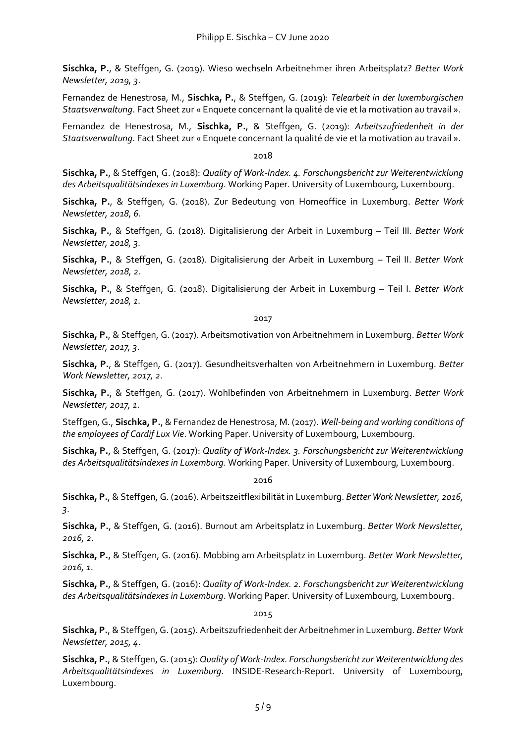**Sischka, P.**, & Steffgen, G. (2019). Wieso wechseln Arbeitnehmer ihren Arbeitsplatz? *Better Work Newsletter, 2019, 3*.

Fernandez de Henestrosa, M., **Sischka, P.**, & Steffgen, G. (2019): *Telearbeit in der luxemburgischen Staatsverwaltung*. Fact Sheet zur « Enquete concernant la qualité de vie et la motivation au travail ».

Fernandez de Henestrosa, M., **Sischka, P.**, & Steffgen, G. (2019): *Arbeitszufriedenheit in der Staatsverwaltung*. Fact Sheet zur « Enquete concernant la qualité de vie et la motivation au travail ».

2018

**Sischka, P.**, & Steffgen, G. (2018): *Quality of Work-Index. 4. Forschungsbericht zur Weiterentwicklung des Arbeitsqualitätsindexes in Luxemburg*. Working Paper. University of Luxembourg, Luxembourg.

**Sischka, P.**, & Steffgen, G. (2018). Zur Bedeutung von Homeoffice in Luxemburg. *Better Work Newsletter, 2018, 6*.

**Sischka, P.**, & Steffgen, G. (2018). Digitalisierung der Arbeit in Luxemburg – Teil III. *Better Work Newsletter, 2018, 3.*

**Sischka, P.**, & Steffgen, G. (2018). Digitalisierung der Arbeit in Luxemburg – Teil II. *Better Work Newsletter, 2018, 2*.

**Sischka, P.**, & Steffgen, G. (2018). Digitalisierung der Arbeit in Luxemburg – Teil I. *Better Work Newsletter, 2018, 1*.

2017

**Sischka, P.**, & Steffgen, G. (2017). Arbeitsmotivation von Arbeitnehmern in Luxemburg. *Better Work Newsletter, 2017, 3*.

**Sischka, P.**, & Steffgen, G. (2017). Gesundheitsverhalten von Arbeitnehmern in Luxemburg. *Better Work Newsletter, 2017, 2*.

**Sischka, P.**, & Steffgen, G. (2017). Wohlbefinden von Arbeitnehmern in Luxemburg. *Better Work Newsletter, 2017, 1*.

Steffgen, G., **Sischka, P.**, & Fernandez de Henestrosa, M. (2017). *Well-being and working conditions of the employees of Cardif Lux Vie*. Working Paper. University of Luxembourg, Luxembourg.

**Sischka, P.**, & Steffgen, G. (2017): *Quality of Work-Index. 3. Forschungsbericht zur Weiterentwicklung des Arbeitsqualitätsindexes in Luxemburg*. Working Paper. University of Luxembourg, Luxembourg.

2016

**Sischka, P.**, & Steffgen, G. (2016). Arbeitszeitflexibilität in Luxemburg. *Better Work Newsletter, 2016, 3*.

**Sischka, P.**, & Steffgen, G. (2016). Burnout am Arbeitsplatz in Luxemburg. *Better Work Newsletter, 2016, 2*.

**Sischka, P.**, & Steffgen, G. (2016). Mobbing am Arbeitsplatz in Luxemburg. *Better Work Newsletter, 2016, 1*.

**Sischka, P.**, & Steffgen, G. (2016): *Quality of Work-Index. 2. Forschungsbericht zur Weiterentwicklung des Arbeitsqualitätsindexes in Luxemburg*. Working Paper. University of Luxembourg, Luxembourg.

2015

**Sischka, P.**, & Steffgen, G. (2015). Arbeitszufriedenheit der Arbeitnehmer in Luxemburg. *Better Work Newsletter, 2015, 4*.

**Sischka, P.**, & Steffgen, G. (2015): *Quality of Work-Index. Forschungsbericht zur Weiterentwicklung des Arbeitsqualitätsindexes in Luxemburg*. INSIDE-Research-Report. University of Luxembourg, Luxembourg.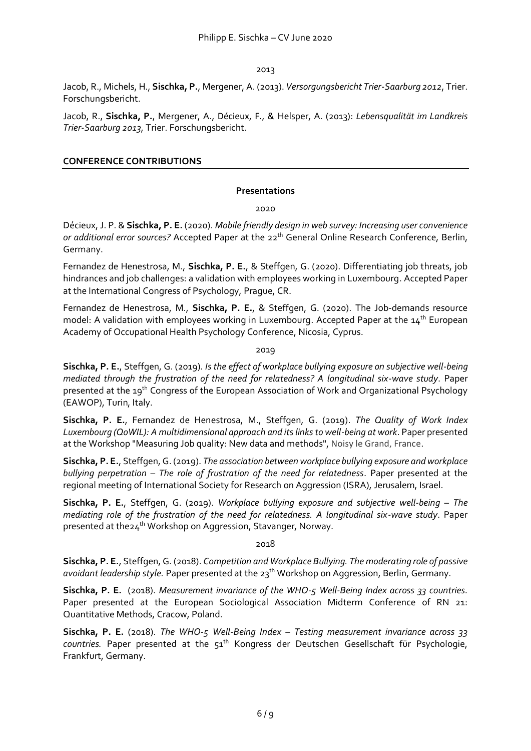2013

Jacob, R., Michels, H., **Sischka, P.**, Mergener, A. (2013). *Versorgungsbericht Trier-Saarburg 2012*, Trier. Forschungsbericht.

Jacob, R., **Sischka, P.**, Mergener, A., Décieux, F., & Helsper, A. (2013): *Lebensqualität im Landkreis Trier-Saarburg 2013*, Trier. Forschungsbericht.

## CONFERENCE CONTRIBUTIONS

### Presentations

2020

Décieux, J. P. & **Sischka, P. E.** (2020). *Mobile friendly design in web survey: Increasing user convenience or additional error sources?* Accepted Paper at the 22th General Online Research Conference, Berlin, Germany.

Fernandez de Henestrosa, M., **Sischka, P. E.**, & Steffgen, G. (2020). Differentiating job threats, job hindrances and job challenges: a validation with employees working in Luxembourg. Accepted Paper at the International Congress of Psychology, Prague, CR.

Fernandez de Henestrosa, M., **Sischka, P. E.**, & Steffgen, G. (2020). The Job-demands resource model: A validation with employees working in Luxembourg. Accepted Paper at the 14th European Academy of Occupational Health Psychology Conference, Nicosia, Cyprus.

2019

**Sischka, P. E.**, Steffgen, G. (2019). *Is the effect of workplace bullying exposure on subjective well-being mediated through the frustration of the need for relatedness? A longitudinal six-wave study*. Paper presented at the 19th Congress of the European Association of Work and Organizational Psychology (EAWOP), Turin, Italy.

**Sischka, P. E.**, Fernandez de Henestrosa, M., Steffgen, G. (2019). *The Quality of Work Index Luxembourg (QoWIL): A multidimensional approach and its links to well-being at work*. Paper presented at the Workshop "Measuring Job quality: New data and methods", Noisy le Grand, France.

**Sischka, P. E.**, Steffgen, G. (2019). *The association between workplace bullying exposure and workplace bullying perpetration – The role of frustration of the need for relatedness*. Paper presented at the regional meeting of International Society for Research on Aggression (ISRA), Jerusalem, Israel.

**Sischka, P. E.**, Steffgen, G. (2019). *Workplace bullying exposure and subjective well-being – The mediating role of the frustration of the need for relatedness. A longitudinal six-wave study*. Paper presented at the24th Workshop on Aggression, Stavanger, Norway.

2018

**Sischka, P. E.**, Steffgen, G. (2018). *Competition and Workplace Bullying. The moderating role of passive avoidant leadership style.* Paper presented at the 23th Workshop on Aggression, Berlin, Germany.

**Sischka, P. E.** (2018). *Measurement invariance of the WHO-5 Well-Being Index across 33 countries.* Paper presented at the European Sociological Association Midterm Conference of RN 21: Quantitative Methods, Cracow, Poland.

**Sischka, P. E.** (2018). *The WHO-5 Well-Being Index – Testing measurement invariance across 33 countries.* Paper presented at the 51th Kongress der Deutschen Gesellschaft für Psychologie, Frankfurt, Germany.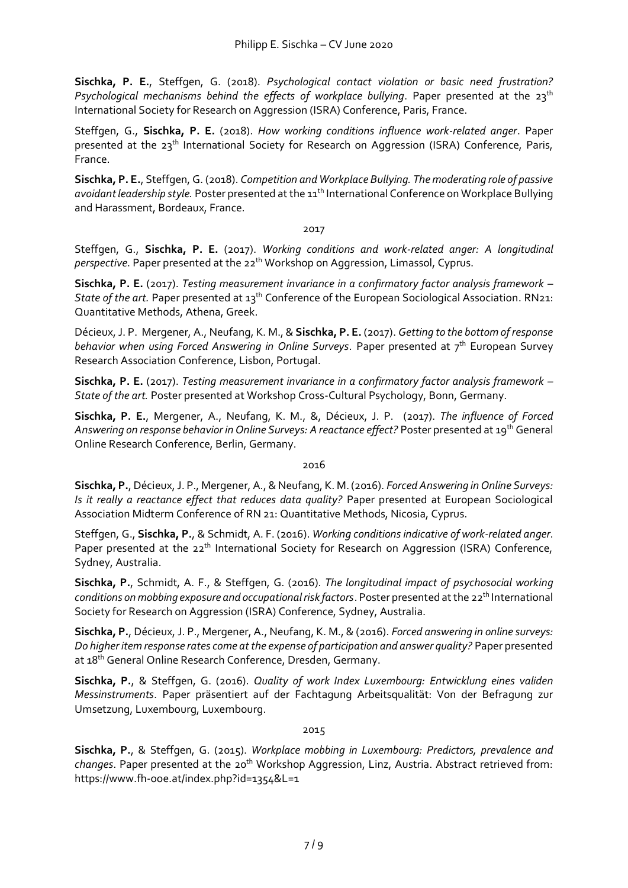**Sischka, P. E.**, Steffgen, G. (2018). *Psychological contact violation or basic need frustration? Psychological mechanisms behind the effects of workplace bullying*. Paper presented at the 23th International Society for Research on Aggression (ISRA) Conference, Paris, France.

Steffgen, G., **Sischka, P. E.** (2018). *How working conditions influence work-related anger*. Paper presented at the 23th International Society for Research on Aggression (ISRA) Conference, Paris, France.

**Sischka, P. E.**, Steffgen, G. (2018). *Competition and Workplace Bullying. The moderating role of passive avoidant leadership style.* Poster presented at the 11th International Conference on Workplace Bullying and Harassment, Bordeaux, France.

2017

Steffgen, G., **Sischka, P. E.** (2017). *Working conditions and work-related anger: A longitudinal perspective*. Paper presented at the 22th Workshop on Aggression, Limassol, Cyprus.

**Sischka, P. E.** (2017). *Testing measurement invariance in a confirmatory factor analysis framework – State of the art.* Paper presented at 13th Conference of the European Sociological Association. RN21: Quantitative Methods, Athena, Greek.

Décieux, J. P. Mergener, A., Neufang, K. M., & **Sischka, P. E.** (2017). *Getting to the bottom of response behavior when using Forced Answering in Online Surveys*. Paper presented at 7th European Survey Research Association Conference, Lisbon, Portugal.

**Sischka, P. E.** (2017). *Testing measurement invariance in a confirmatory factor analysis framework – State of the art.* Poster presented at Workshop Cross-Cultural Psychology, Bonn, Germany.

**Sischka, P. E.**, Mergener, A., Neufang, K. M., &, Décieux, J. P. (2017). *The influence of Forced Answering on response behavior in Online Surveys: A reactance effect?* Poster presented at 19th General Online Research Conference, Berlin, Germany.

2016

**Sischka, P.**, Décieux, J. P., Mergener, A., & Neufang, K. M. (2016). *Forced Answering in Online Surveys: Is it really a reactance effect that reduces data quality?* Paper presented at European Sociological Association Midterm Conference of RN 21: Quantitative Methods, Nicosia, Cyprus.

Steffgen, G., **Sischka, P.**, & Schmidt, A. F. (2016). *Working conditions indicative of work-related anger*. Paper presented at the 22th International Society for Research on Aggression (ISRA) Conference, Sydney, Australia.

**Sischka, P.**, Schmidt, A. F., & Steffgen, G. (2016). *The longitudinal impact of psychosocial working conditions on mobbing exposure and occupational risk factors*. Poster presented at the 22th International Society for Research on Aggression (ISRA) Conference, Sydney, Australia.

**Sischka, P.**, Décieux, J. P., Mergener, A., Neufang, K. M., & (2016). *Forced answering in online surveys: Do higher item response rates come at the expense of participation and answer quality?* Paper presented at 18th General Online Research Conference, Dresden, Germany.

**Sischka, P.**, & Steffgen, G. (2016). *Quality of work Index Luxembourg: Entwicklung eines validen Messinstruments*. Paper präsentiert auf der Fachtagung Arbeitsqualität: Von der Befragung zur Umsetzung, Luxembourg, Luxembourg.

2015

**Sischka, P.**, & Steffgen, G. (2015). *Workplace mobbing in Luxembourg: Predictors, prevalence and changes*. Paper presented at the 20th Workshop Aggression, Linz, Austria. Abstract retrieved from: https://www.fh-ooe.at/index.php?id=1354&L=1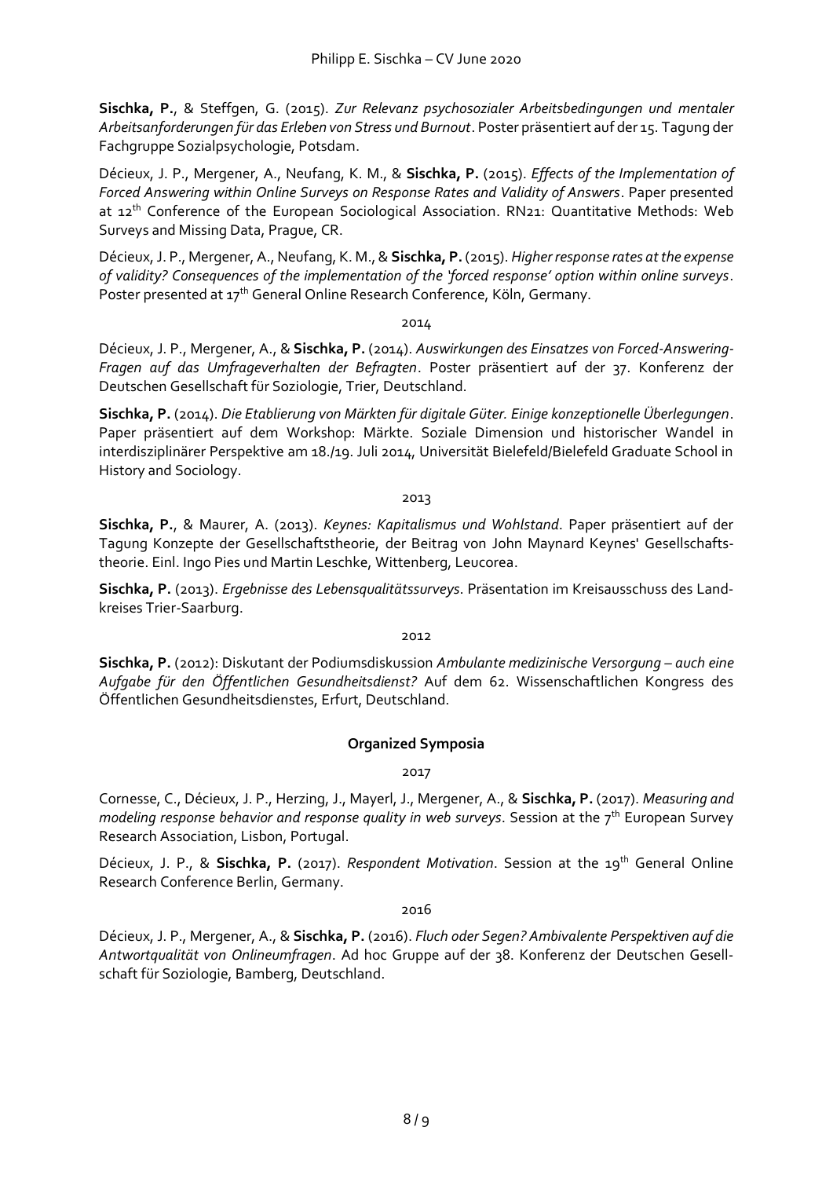**Sischka, P.**, & Steffgen, G. (2015). *Zur Relevanz psychosozialer Arbeitsbedingungen und mentaler Arbeitsanforderungen für das Erleben von Stress und Burnout*. Poster präsentiert auf der 15. Tagung der Fachgruppe Sozialpsychologie, Potsdam.

Décieux, J. P., Mergener, A., Neufang, K. M., & **Sischka, P.** (2015). *Effects of the Implementation of Forced Answering within Online Surveys on Response Rates and Validity of Answers*. Paper presented at 12th Conference of the European Sociological Association. RN21: Quantitative Methods: Web Surveys and Missing Data, Prague, CR.

Décieux, J. P., Mergener, A., Neufang, K. M., & **Sischka, P.** (2015). *Higher response rates at the expense of validity? Consequences of the implementation of the 'forced response' option within online surveys*. Poster presented at 17th General Online Research Conference, Köln, Germany.

2014

Décieux, J. P., Mergener, A., & **Sischka, P.** (2014). *Auswirkungen des Einsatzes von Forced-Answering-Fragen auf das Umfrageverhalten der Befragten*. Poster präsentiert auf der 37. Konferenz der Deutschen Gesellschaft für Soziologie, Trier, Deutschland.

**Sischka, P.** (2014). *Die Etablierung von Märkten für digitale Güter. Einige konzeptionelle Überlegungen*. Paper präsentiert auf dem Workshop: Märkte. Soziale Dimension und historischer Wandel in interdisziplinärer Perspektive am 18./19. Juli 2014, Universität Bielefeld/Bielefeld Graduate School in History and Sociology.

2013

**Sischka, P.**, & Maurer, A. (2013). *Keynes: Kapitalismus und Wohlstand*. Paper präsentiert auf der Tagung Konzepte der Gesellschaftstheorie, der Beitrag von John Maynard Keynes' Gesellschaftstheorie. Einl. Ingo Pies und Martin Leschke, Wittenberg, Leucorea.

**Sischka, P.** (2013). *Ergebnisse des Lebensqualitätssurveys*. Präsentation im Kreisausschuss des Landkreises Trier-Saarburg.

2012

**Sischka, P.** (2012): Diskutant der Podiumsdiskussion *Ambulante medizinische Versorgung – auch eine Aufgabe für den Öffentlichen Gesundheitsdienst?* Auf dem 62. Wissenschaftlichen Kongress des Öffentlichen Gesundheitsdienstes, Erfurt, Deutschland.

## Organized Symposia

2017

Cornesse, C., Décieux, J. P., Herzing, J., Mayerl, J., Mergener, A., & **Sischka, P.** (2017). *Measuring and modeling response behavior and response quality in web surveys*. Session at the 7th European Survey Research Association, Lisbon, Portugal.

Décieux, J. P., & **Sischka, P.** (2017). *Respondent Motivation*. Session at the 19th General Online Research Conference Berlin, Germany.

2016

Décieux, J. P., Mergener, A., & **Sischka, P.** (2016). *Fluch oder Segen? Ambivalente Perspektiven auf die Antwortqualität von Onlineumfragen*. Ad hoc Gruppe auf der 38. Konferenz der Deutschen Gesellschaft für Soziologie, Bamberg, Deutschland.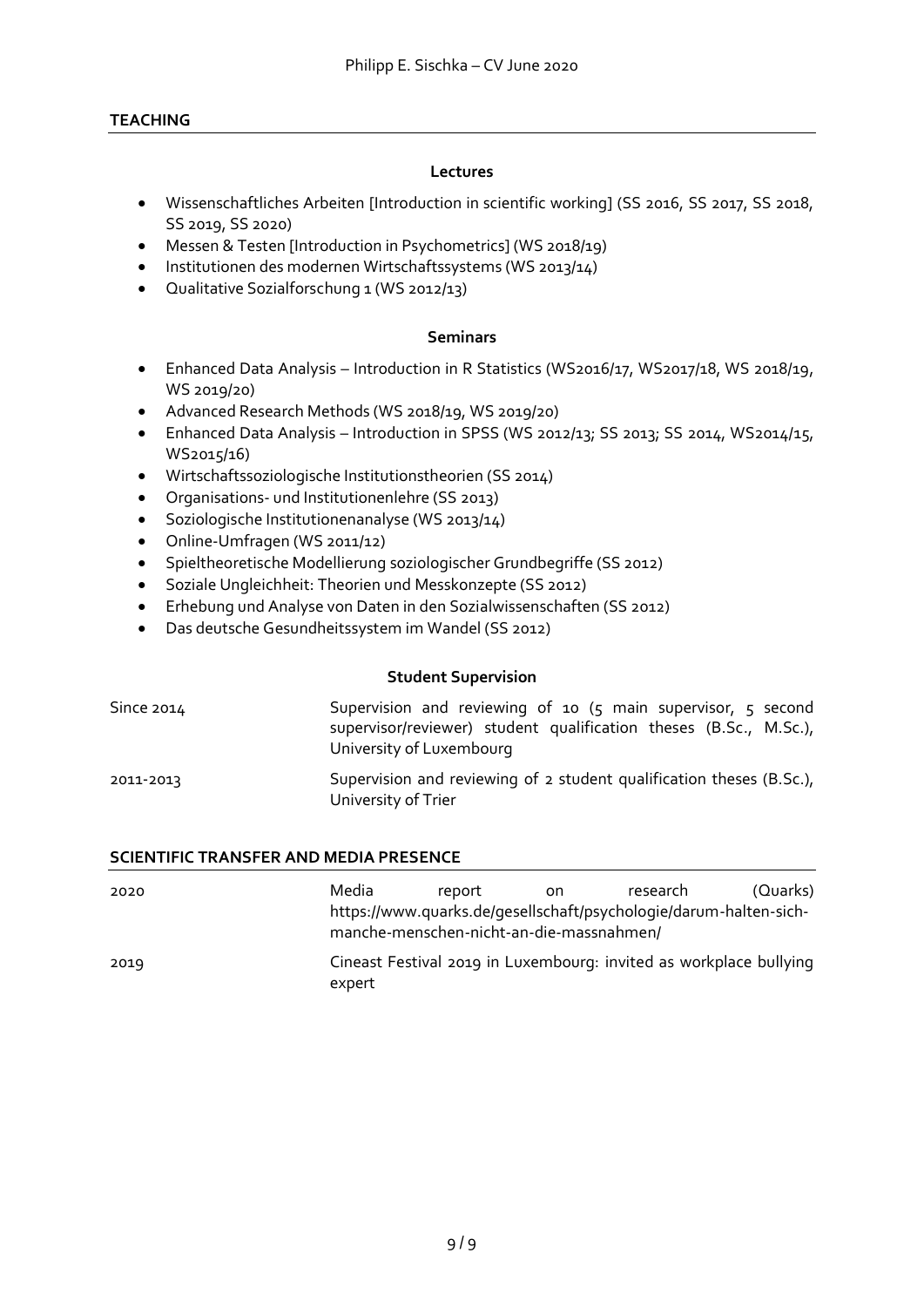## TEACHING

### Lectures

- Wissenschaftliches Arbeiten [Introduction in scientific working] (SS 2016, SS 2017, SS 2018, SS 2019, SS 2020)
- Messen & Testen [Introduction in Psychometrics] (WS 2018/19)
- Institutionen des modernen Wirtschaftssystems (WS 2013/14)
- Qualitative Sozialforschung 1 (WS 2012/13)

### Seminars

- Enhanced Data Analysis – Introduction in R Statistics (WS2016/17, WS2017/18, WS 2018/19, WS 2019/20)
- Advanced Research Methods (WS 2018/19, WS 2019/20)
- Enhanced Data Analysis – Introduction in SPSS (WS 2012/13; SS 2013; SS 2014, WS2014/15, WS2015/16)
- Wirtschaftssoziologische Institutionstheorien (SS 2014)
- Organisations- und Institutionenlehre (SS 2013)
- Soziologische Institutionenanalyse (WS 2013/14)
- Online-Umfragen (WS 2011/12)
- Spieltheoretische Modellierung soziologischer Grundbegriffe (SS 2012)
- Soziale Ungleichheit: Theorien und Messkonzepte (SS 2012)
- Erhebung und Analyse von Daten in den Sozialwissenschaften (SS 2012)
- Das deutsche Gesundheitssystem im Wandel (SS 2012)

### Student Supervision

| | |
|---|---|
| Since 2014 | Supervision and reviewing of 10 (5 main supervisor, 5 second supervisor/reviewer) student qualification theses (B.Sc., M.Sc.), University of Luxembourg |
| 2011-2013 | Supervision and reviewing of 2 student qualification theses (B.Sc.), University of Trier |

## SCIENTIFIC TRANSFER AND MEDIA PRESENCE

| | |
|---|---|
| 2020 | Media report on research (Quarks) https://www.quarks.de/gesellschaft/psychologie/darum-halten-sich-manche-menschen-nicht-an-die-massnahmen/ |
| 2019 | Cineast Festival 2019 in Luxembourg: invited as workplace bullying expert |